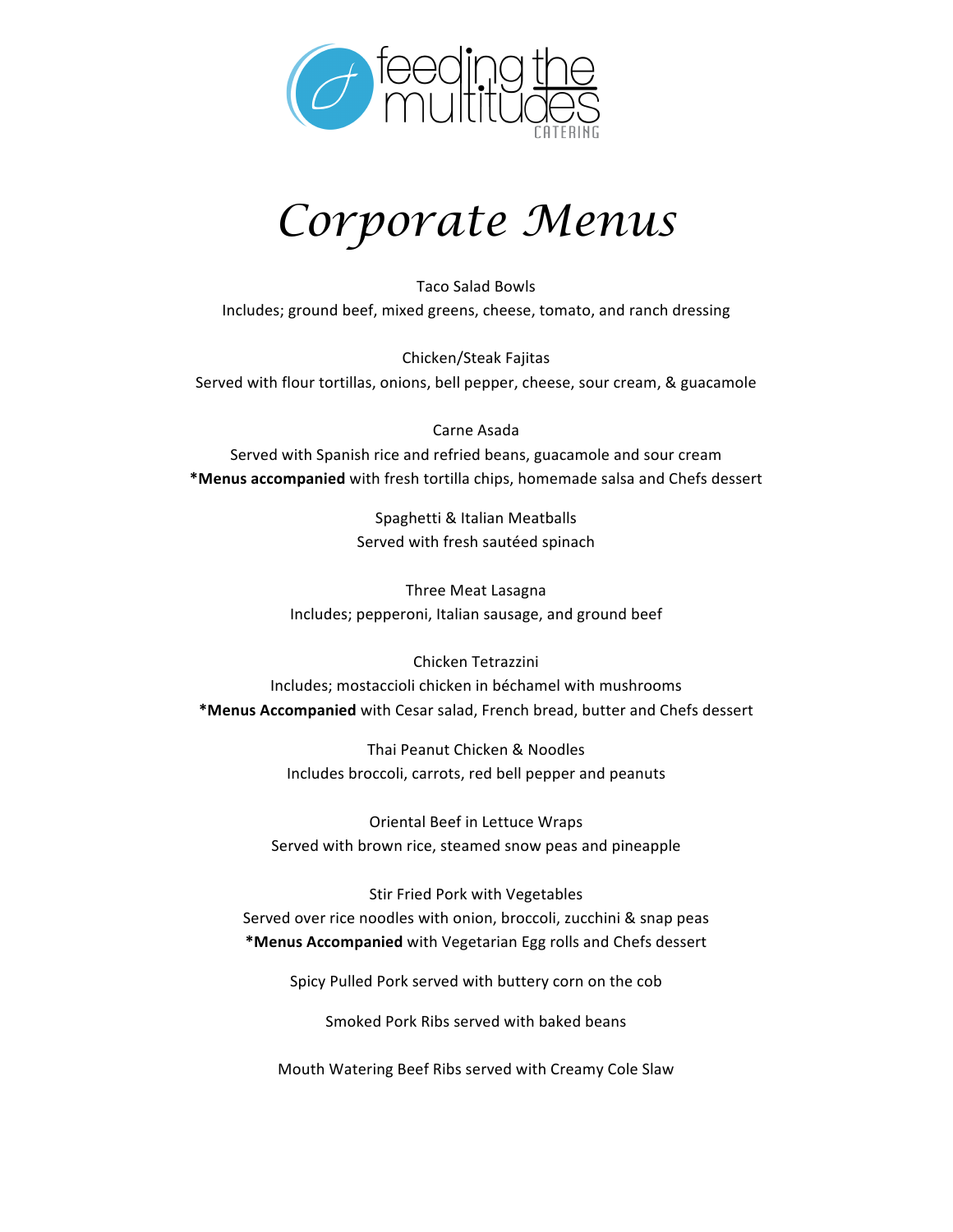feeding the multitudes CATERING

# *Corporate Menus*

Taco Salad Bowls
Includes; ground beef, mixed greens, cheese, tomato, and ranch dressing

Chicken/Steak Fajitas
Served with flour tortillas, onions, bell pepper, cheese, sour cream, & guacamole

Carne Asada
Served with Spanish rice and refried beans, guacamole and sour cream
**\*Menus accompanied** with fresh tortilla chips, homemade salsa and Chefs dessert

Spaghetti & Italian Meatballs
Served with fresh sautéed spinach

Three Meat Lasagna
Includes; pepperoni, Italian sausage, and ground beef

Chicken Tetrazzini
Includes; mostaccioli chicken in béchamel with mushrooms
**\*Menus Accompanied** with Cesar salad, French bread, butter and Chefs dessert

Thai Peanut Chicken & Noodles
Includes broccoli, carrots, red bell pepper and peanuts

Oriental Beef in Lettuce Wraps
Served with brown rice, steamed snow peas and pineapple

Stir Fried Pork with Vegetables
Served over rice noodles with onion, broccoli, zucchini & snap peas
**\*Menus Accompanied** with Vegetarian Egg rolls and Chefs dessert

Spicy Pulled Pork served with buttery corn on the cob

Smoked Pork Ribs served with baked beans

Mouth Watering Beef Ribs served with Creamy Cole Slaw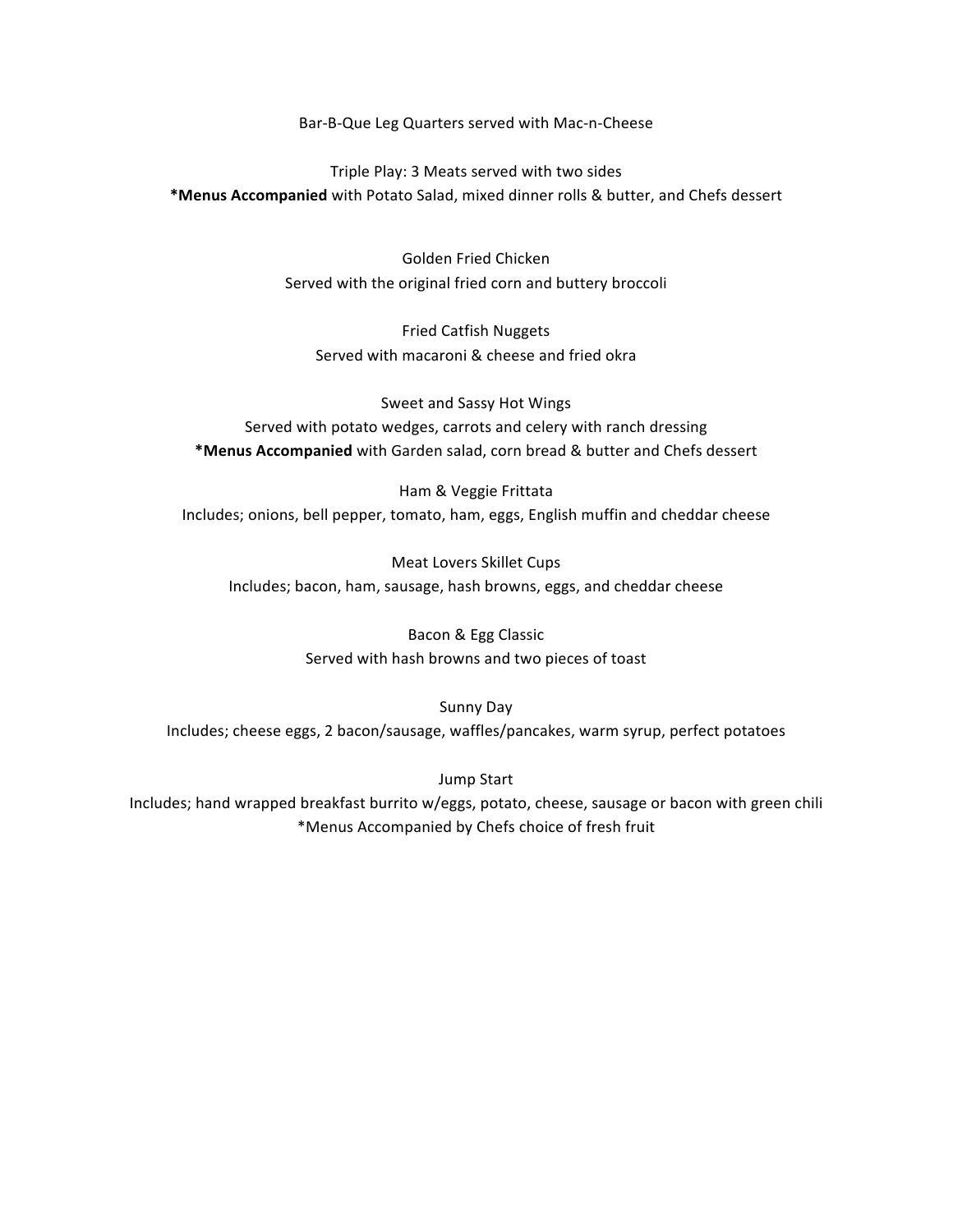Bar-B-Que Leg Quarters served with Mac-n-Cheese

Triple Play: 3 Meats served with two sides
**\*Menus Accompanied** with Potato Salad, mixed dinner rolls & butter, and Chefs dessert

Golden Fried Chicken
Served with the original fried corn and buttery broccoli

Fried Catfish Nuggets
Served with macaroni & cheese and fried okra

Sweet and Sassy Hot Wings
Served with potato wedges, carrots and celery with ranch dressing
**\*Menus Accompanied** with Garden salad, corn bread & butter and Chefs dessert

Ham & Veggie Frittata
Includes; onions, bell pepper, tomato, ham, eggs, English muffin and cheddar cheese

Meat Lovers Skillet Cups
Includes; bacon, ham, sausage, hash browns, eggs, and cheddar cheese

Bacon & Egg Classic
Served with hash browns and two pieces of toast

Sunny Day
Includes; cheese eggs, 2 bacon/sausage, waffles/pancakes, warm syrup, perfect potatoes

Jump Start
Includes; hand wrapped breakfast burrito w/eggs, potato, cheese, sausage or bacon with green chili
*Menus Accompanied by Chefs choice of fresh fruit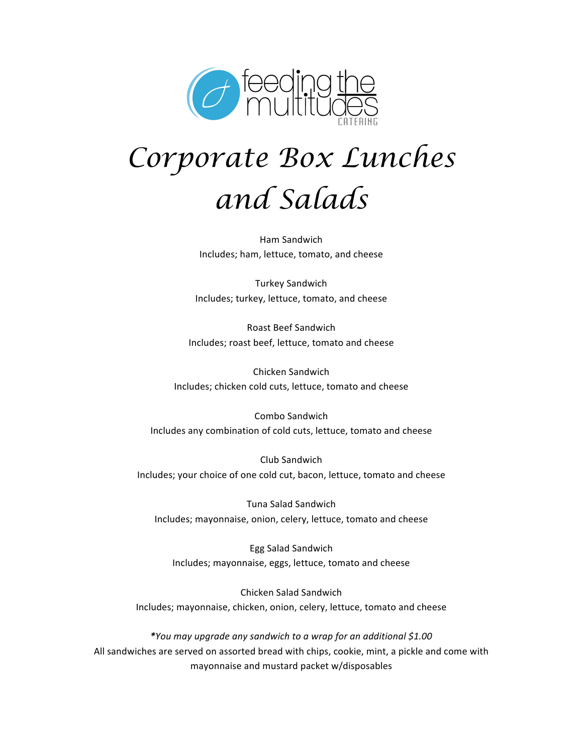feeding the multitudes
CATERING

# Corporate Box Lunches and Salads

Ham Sandwich
Includes; ham, lettuce, tomato, and cheese

Turkey Sandwich
Includes; turkey, lettuce, tomato, and cheese

Roast Beef Sandwich
Includes; roast beef, lettuce, tomato and cheese

Chicken Sandwich
Includes; chicken cold cuts, lettuce, tomato and cheese

Combo Sandwich
Includes any combination of cold cuts, lettuce, tomato and cheese

Club Sandwich
Includes; your choice of one cold cut, bacon, lettuce, tomato and cheese

Tuna Salad Sandwich
Includes; mayonnaise, onion, celery, lettuce, tomato and cheese

Egg Salad Sandwich
Includes; mayonnaise, eggs, lettuce, tomato and cheese

Chicken Salad Sandwich
Includes; mayonnaise, chicken, onion, celery, lettuce, tomato and cheese

***You may upgrade any sandwich to a wrap for an additional $1.00***
All sandwiches are served on assorted bread with chips, cookie, mint, a pickle and come with mayonnaise and mustard packet w/disposables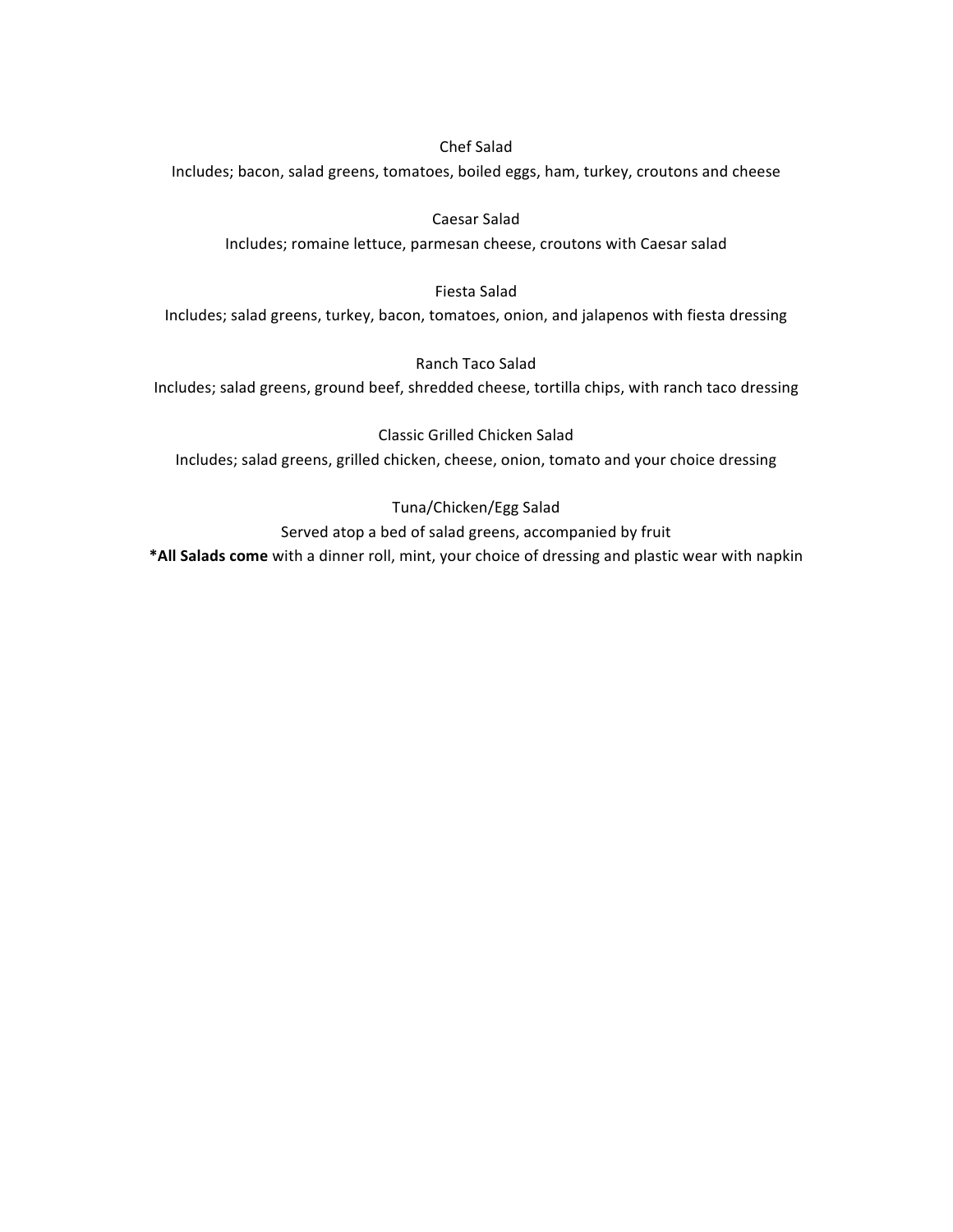Chef Salad

Includes; bacon, salad greens, tomatoes, boiled eggs, ham, turkey, croutons and cheese

Caesar Salad

Includes; romaine lettuce, parmesan cheese, croutons with Caesar salad

Fiesta Salad

Includes; salad greens, turkey, bacon, tomatoes, onion, and jalapenos with fiesta dressing

Ranch Taco Salad

Includes; salad greens, ground beef, shredded cheese, tortilla chips, with ranch taco dressing

Classic Grilled Chicken Salad

Includes; salad greens, grilled chicken, cheese, onion, tomato and your choice dressing

Tuna/Chicken/Egg Salad

Served atop a bed of salad greens, accompanied by fruit

**\*All Salads come** with a dinner roll, mint, your choice of dressing and plastic wear with napkin